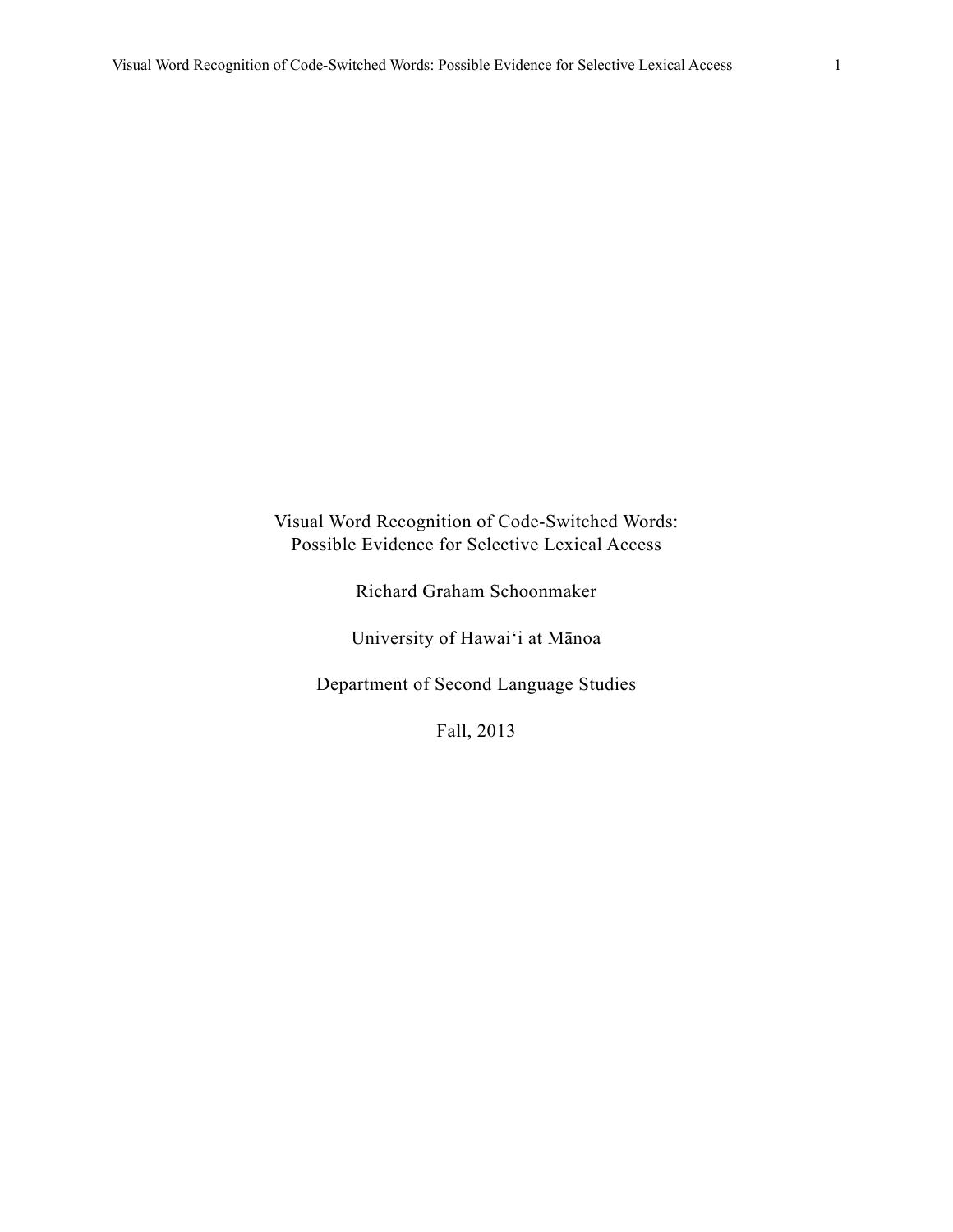# Visual Word Recognition of Code-Switched Words: Possible Evidence for Selective Lexical Access

Richard Graham Schoonmaker

University of Hawaiʻi at Mānoa

Department of Second Language Studies

Fall, 2013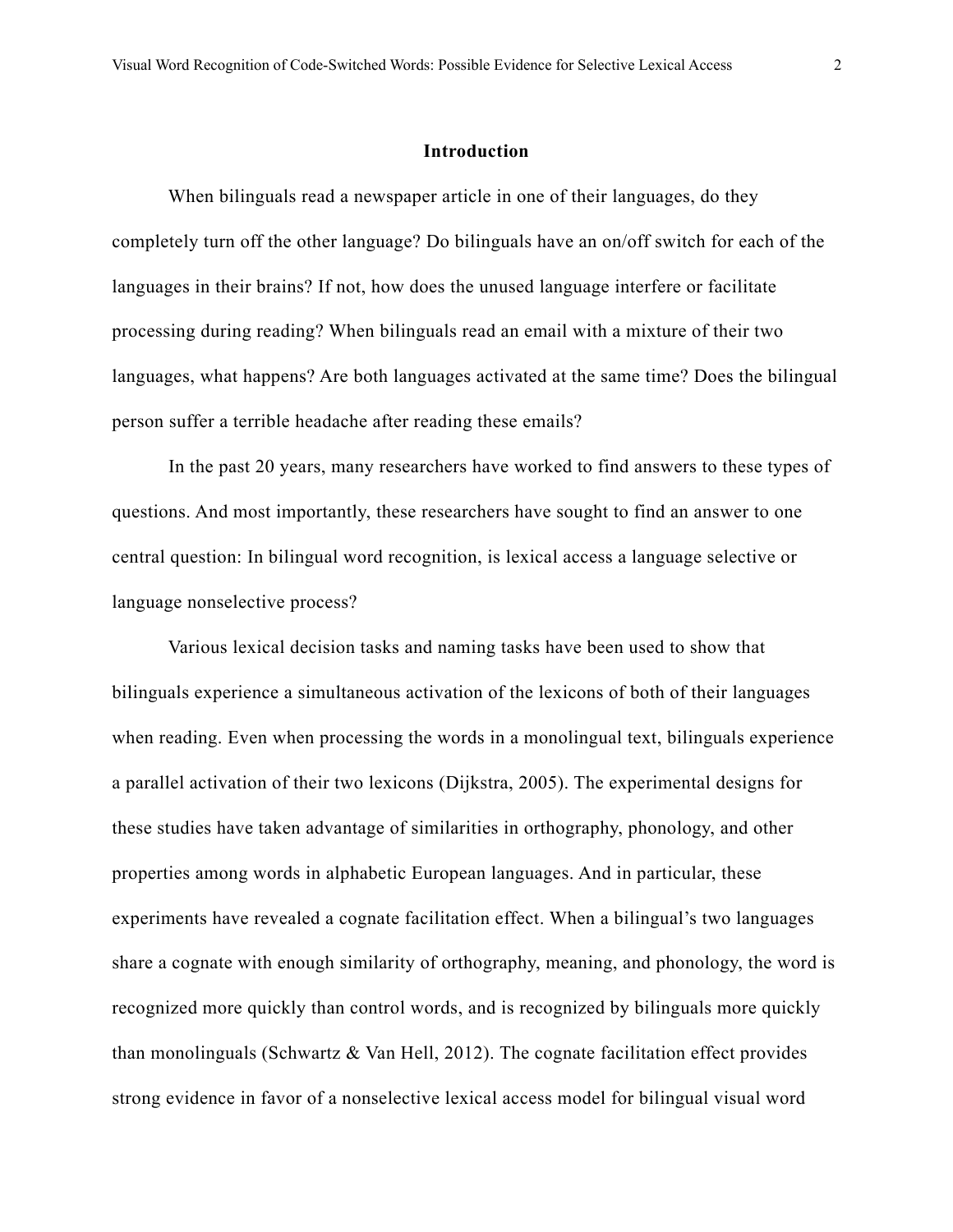## Introduction

When bilinguals read a newspaper article in one of their languages, do they completely turn off the other language? Do bilinguals have an on/off switch for each of the languages in their brains? If not, how does the unused language interfere or facilitate processing during reading? When bilinguals read an email with a mixture of their two languages, what happens? Are both languages activated at the same time? Does the bilingual person suffer a terrible headache after reading these emails?

In the past 20 years, many researchers have worked to find answers to these types of questions. And most importantly, these researchers have sought to find an answer to one central question: In bilingual word recognition, is lexical access a language selective or language nonselective process?

Various lexical decision tasks and naming tasks have been used to show that bilinguals experience a simultaneous activation of the lexicons of both of their languages when reading. Even when processing the words in a monolingual text, bilinguals experience a parallel activation of their two lexicons (Dijkstra, 2005). The experimental designs for these studies have taken advantage of similarities in orthography, phonology, and other properties among words in alphabetic European languages. And in particular, these experiments have revealed a cognate facilitation effect. When a bilingual's two languages share a cognate with enough similarity of orthography, meaning, and phonology, the word is recognized more quickly than control words, and is recognized by bilinguals more quickly than monolinguals (Schwartz & Van Hell, 2012). The cognate facilitation effect provides strong evidence in favor of a nonselective lexical access model for bilingual visual word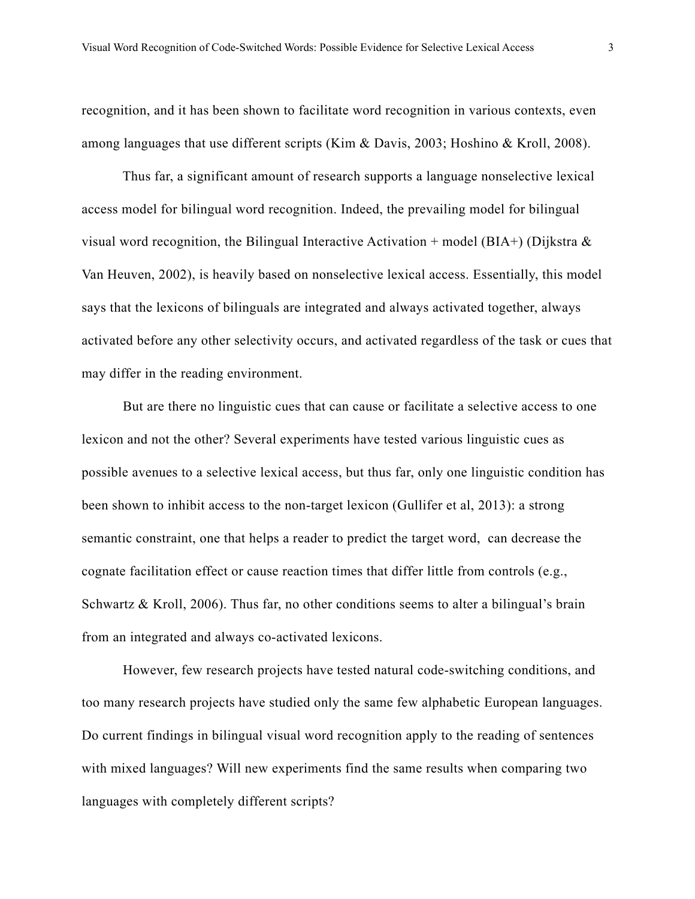recognition, and it has been shown to facilitate word recognition in various contexts, even among languages that use different scripts (Kim & Davis, 2003; Hoshino & Kroll, 2008).

Thus far, a significant amount of research supports a language nonselective lexical access model for bilingual word recognition. Indeed, the prevailing model for bilingual visual word recognition, the Bilingual Interactive Activation + model (BIA+) (Dijkstra & Van Heuven, 2002), is heavily based on nonselective lexical access. Essentially, this model says that the lexicons of bilinguals are integrated and always activated together, always activated before any other selectivity occurs, and activated regardless of the task or cues that may differ in the reading environment.

But are there no linguistic cues that can cause or facilitate a selective access to one lexicon and not the other? Several experiments have tested various linguistic cues as possible avenues to a selective lexical access, but thus far, only one linguistic condition has been shown to inhibit access to the non-target lexicon (Gullifer et al, 2013): a strong semantic constraint, one that helps a reader to predict the target word,  can decrease the cognate facilitation effect or cause reaction times that differ little from controls (e.g., Schwartz & Kroll, 2006). Thus far, no other conditions seems to alter a bilingual's brain from an integrated and always co-activated lexicons.

However, few research projects have tested natural code-switching conditions, and too many research projects have studied only the same few alphabetic European languages. Do current findings in bilingual visual word recognition apply to the reading of sentences with mixed languages? Will new experiments find the same results when comparing two languages with completely different scripts?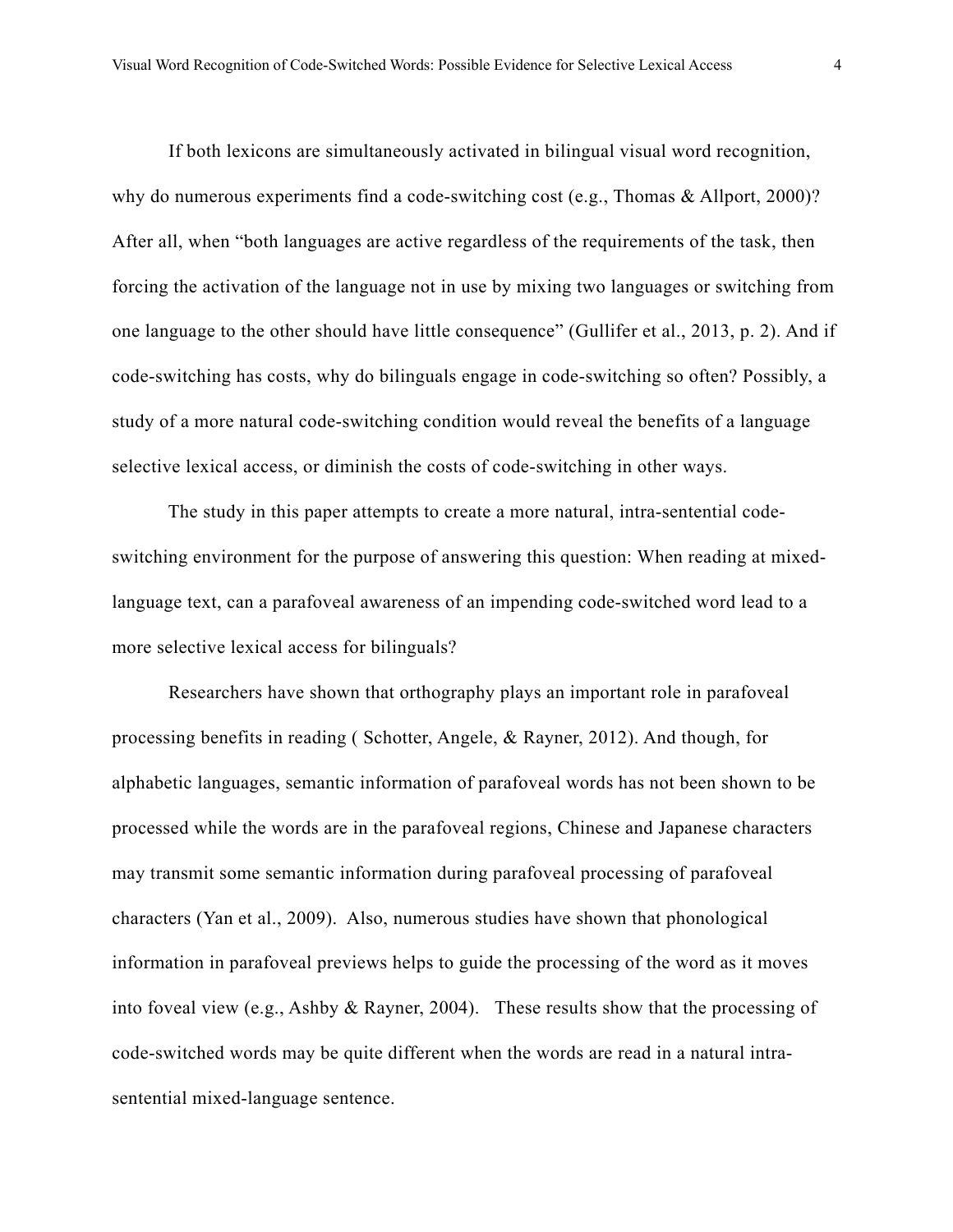If both lexicons are simultaneously activated in bilingual visual word recognition, why do numerous experiments find a code-switching cost (e.g., Thomas & Allport, 2000)? After all, when "both languages are active regardless of the requirements of the task, then forcing the activation of the language not in use by mixing two languages or switching from one language to the other should have little consequence" (Gullifer et al., 2013, p. 2). And if code-switching has costs, why do bilinguals engage in code-switching so often? Possibly, a study of a more natural code-switching condition would reveal the benefits of a language selective lexical access, or diminish the costs of code-switching in other ways.

The study in this paper attempts to create a more natural, intra-sentential code-switching environment for the purpose of answering this question: When reading at mixed-language text, can a parafoveal awareness of an impending code-switched word lead to a more selective lexical access for bilinguals?

Researchers have shown that orthography plays an important role in parafoveal processing benefits in reading ( Schotter, Angele, & Rayner, 2012). And though, for alphabetic languages, semantic information of parafoveal words has not been shown to be processed while the words are in the parafoveal regions, Chinese and Japanese characters may transmit some semantic information during parafoveal processing of parafoveal characters (Yan et al., 2009). Also, numerous studies have shown that phonological information in parafoveal previews helps to guide the processing of the word as it moves into foveal view (e.g., Ashby & Rayner, 2004). These results show that the processing of code-switched words may be quite different when the words are read in a natural intra-sentential mixed-language sentence.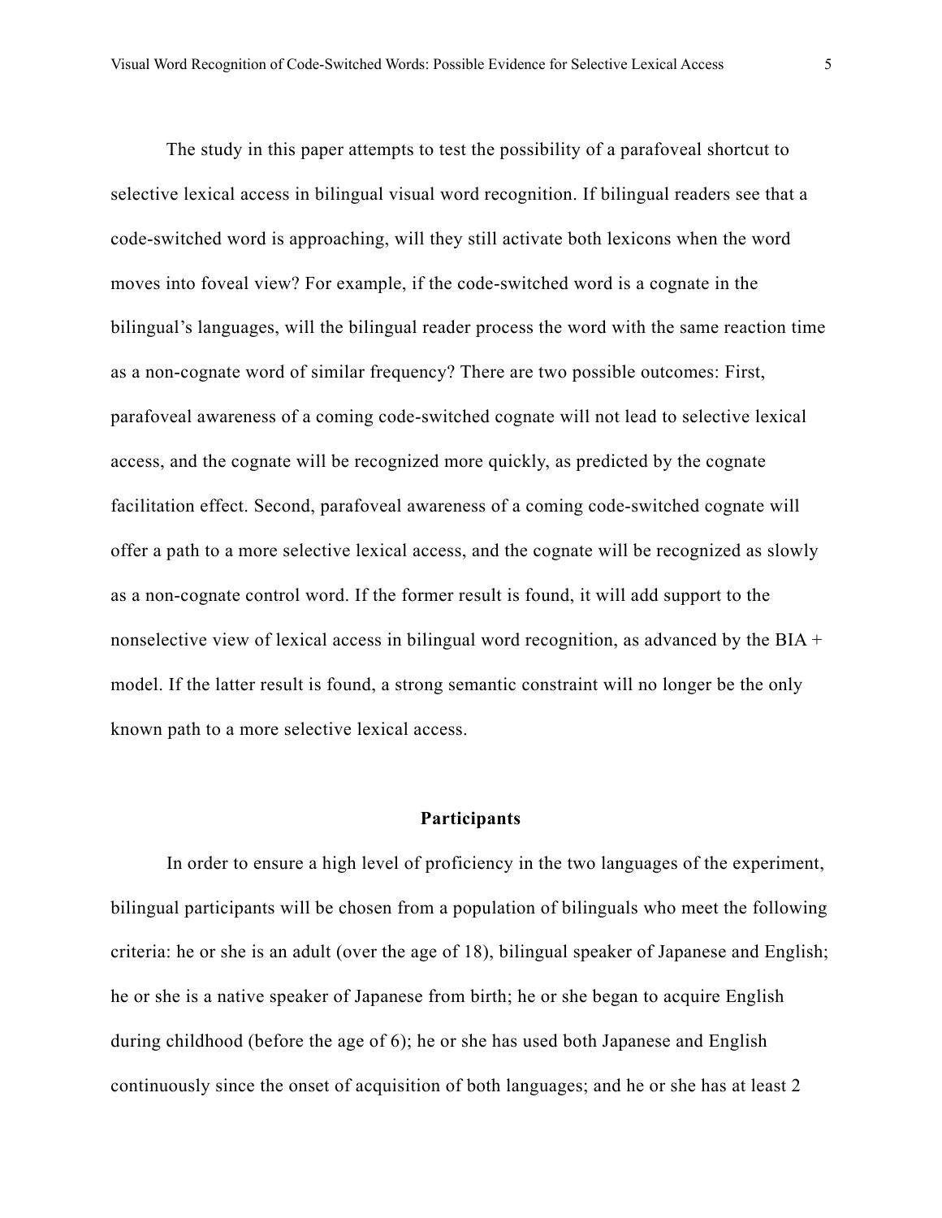The study in this paper attempts to test the possibility of a parafoveal shortcut to selective lexical access in bilingual visual word recognition. If bilingual readers see that a code-switched word is approaching, will they still activate both lexicons when the word moves into foveal view? For example, if the code-switched word is a cognate in the bilingual's languages, will the bilingual reader process the word with the same reaction time as a non-cognate word of similar frequency? There are two possible outcomes: First, parafoveal awareness of a coming code-switched cognate will not lead to selective lexical access, and the cognate will be recognized more quickly, as predicted by the cognate facilitation effect. Second, parafoveal awareness of a coming code-switched cognate will offer a path to a more selective lexical access, and the cognate will be recognized as slowly as a non-cognate control word. If the former result is found, it will add support to the nonselective view of lexical access in bilingual word recognition, as advanced by the BIA + model. If the latter result is found, a strong semantic constraint will no longer be the only known path to a more selective lexical access.

## Participants

In order to ensure a high level of proficiency in the two languages of the experiment, bilingual participants will be chosen from a population of bilinguals who meet the following criteria: he or she is an adult (over the age of 18), bilingual speaker of Japanese and English; he or she is a native speaker of Japanese from birth; he or she began to acquire English during childhood (before the age of 6); he or she has used both Japanese and English continuously since the onset of acquisition of both languages; and he or she has at least 2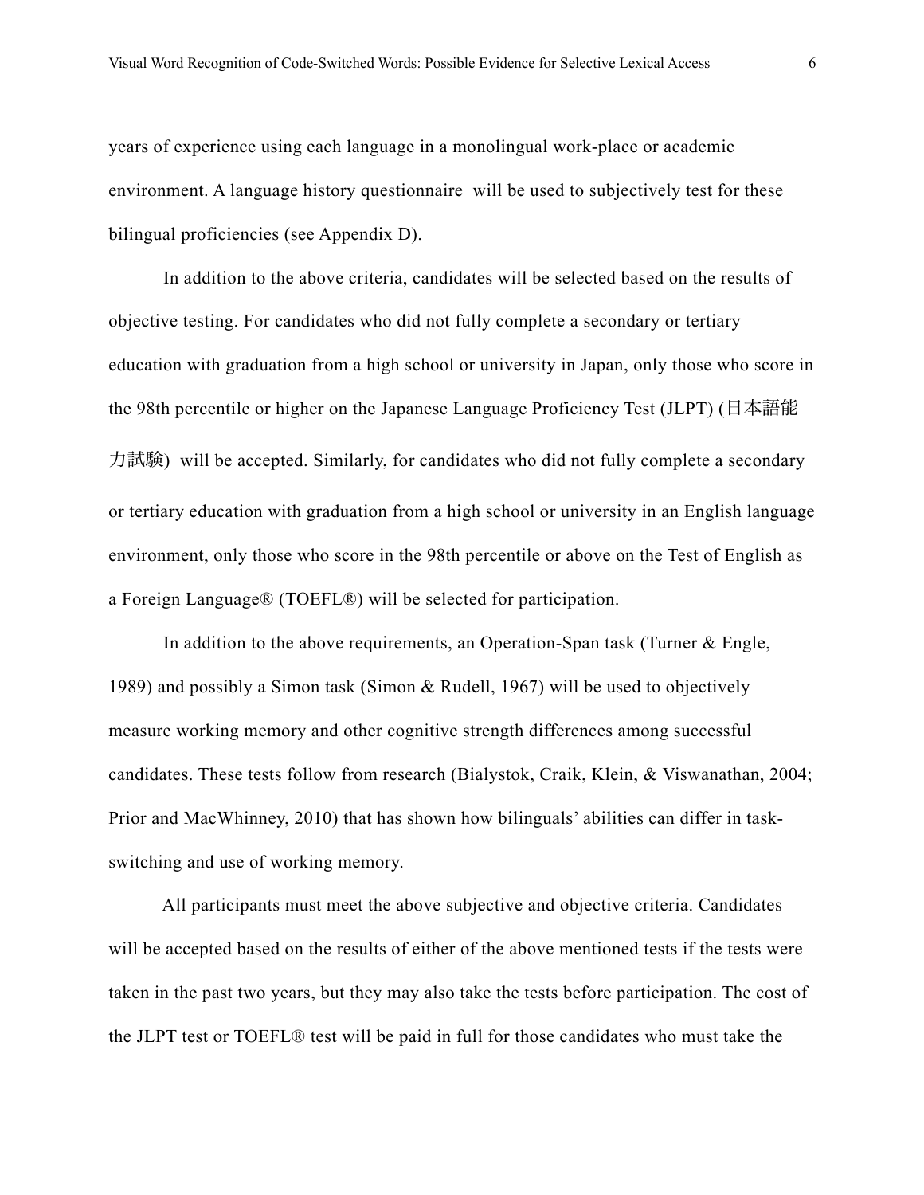years of experience using each language in a monolingual work-place or academic environment. A language history questionnaire will be used to subjectively test for these bilingual proficiencies (see Appendix D).

In addition to the above criteria, candidates will be selected based on the results of objective testing. For candidates who did not fully complete a secondary or tertiary education with graduation from a high school or university in Japan, only those who score in the 98th percentile or higher on the Japanese Language Proficiency Test (JLPT) (日本語能力試験) will be accepted. Similarly, for candidates who did not fully complete a secondary or tertiary education with graduation from a high school or university in an English language environment, only those who score in the 98th percentile or above on the Test of English as a Foreign Language® (TOEFL®) will be selected for participation.

In addition to the above requirements, an Operation-Span task (Turner & Engle, 1989) and possibly a Simon task (Simon & Rudell, 1967) will be used to objectively measure working memory and other cognitive strength differences among successful candidates. These tests follow from research (Bialystok, Craik, Klein, & Viswanathan, 2004; Prior and MacWhinney, 2010) that has shown how bilinguals' abilities can differ in task-switching and use of working memory.

All participants must meet the above subjective and objective criteria. Candidates will be accepted based on the results of either of the above mentioned tests if the tests were taken in the past two years, but they may also take the tests before participation. The cost of the JLPT test or TOEFL® test will be paid in full for those candidates who must take the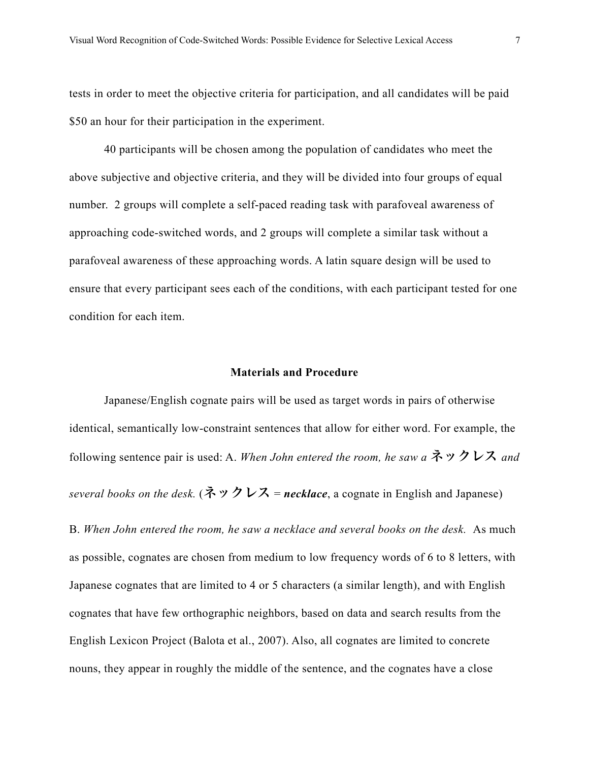tests in order to meet the objective criteria for participation, and all candidates will be paid $50 an hour for their participation in the experiment.

40 participants will be chosen among the population of candidates who meet the above subjective and objective criteria, and they will be divided into four groups of equal number. 2 groups will complete a self-paced reading task with parafoveal awareness of approaching code-switched words, and 2 groups will complete a similar task without a parafoveal awareness of these approaching words. A latin square design will be used to ensure that every participant sees each of the conditions, with each participant tested for one condition for each item.

**Materials and Procedure**

Japanese/English cognate pairs will be used as target words in pairs of otherwise identical, semantically low-constraint sentences that allow for either word. For example, the following sentence pair is used: A. *When John entered the room, he saw a* **ネックレス** *and several books on the desk.* (**ネックレス** = ***necklace***, a cognate in English and Japanese) B. *When John entered the room, he saw a necklace and several books on the desk.* As much as possible, cognates are chosen from medium to low frequency words of 6 to 8 letters, with Japanese cognates that are limited to 4 or 5 characters (a similar length), and with English cognates that have few orthographic neighbors, based on data and search results from the English Lexicon Project (Balota et al., 2007). Also, all cognates are limited to concrete nouns, they appear in roughly the middle of the sentence, and the cognates have a close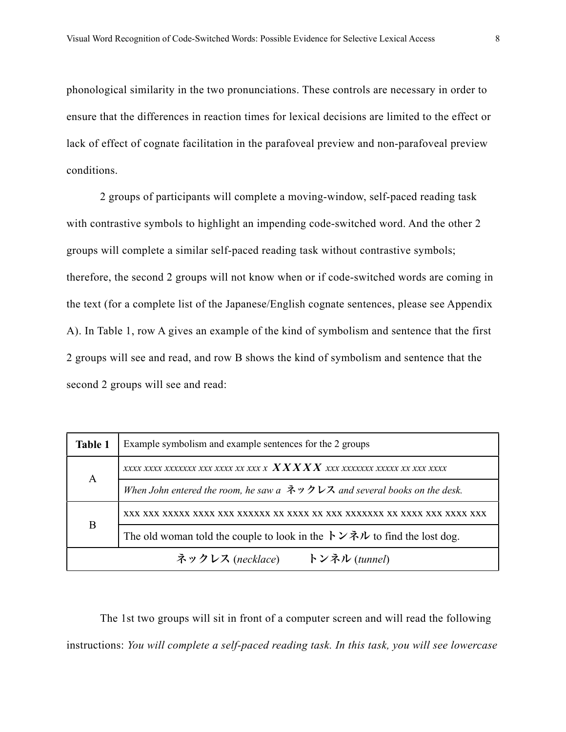phonological similarity in the two pronunciations. These controls are necessary in order to ensure that the differences in reaction times for lexical decisions are limited to the effect or lack of effect of cognate facilitation in the parafoveal preview and non-parafoveal preview conditions.

2 groups of participants will complete a moving-window, self-paced reading task with contrastive symbols to highlight an impending code-switched word. And the other 2 groups will complete a similar self-paced reading task without contrastive symbols; therefore, the second 2 groups will not know when or if code-switched words are coming in the text (for a complete list of the Japanese/English cognate sentences, please see Appendix A). In Table 1, row A gives an example of the kind of symbolism and sentence that the first 2 groups will see and read, and row B shows the kind of symbolism and sentence that the second 2 groups will see and read:

| **Table 1** | Example symbolism and example sentences for the 2 groups |
|---|---|
| A | *xxxx xxxx xxxxxxx xxx xxxx xx xxx x* ***XXXXX*** *xxx xxxxxxx xxxxx xx xxx xxxx* |
| | *When John entered the room, he saw a* **ネックレス** *and several books on the desk.* |
| B | xxx xxx xxxxx xxxx xxx xxxxxx xx xxxx xx xxx xxxxxxx xx xxxx xxx xxxx xxx |
| | The old woman told the couple to look in the **トンネル** to find the lost dog. |
| **ネックレス** (*necklace*) **トンネル** (*tunnel*) | |

The 1st two groups will sit in front of a computer screen and will read the following instructions: *You will complete a self-paced reading task. In this task, you will see lowercase*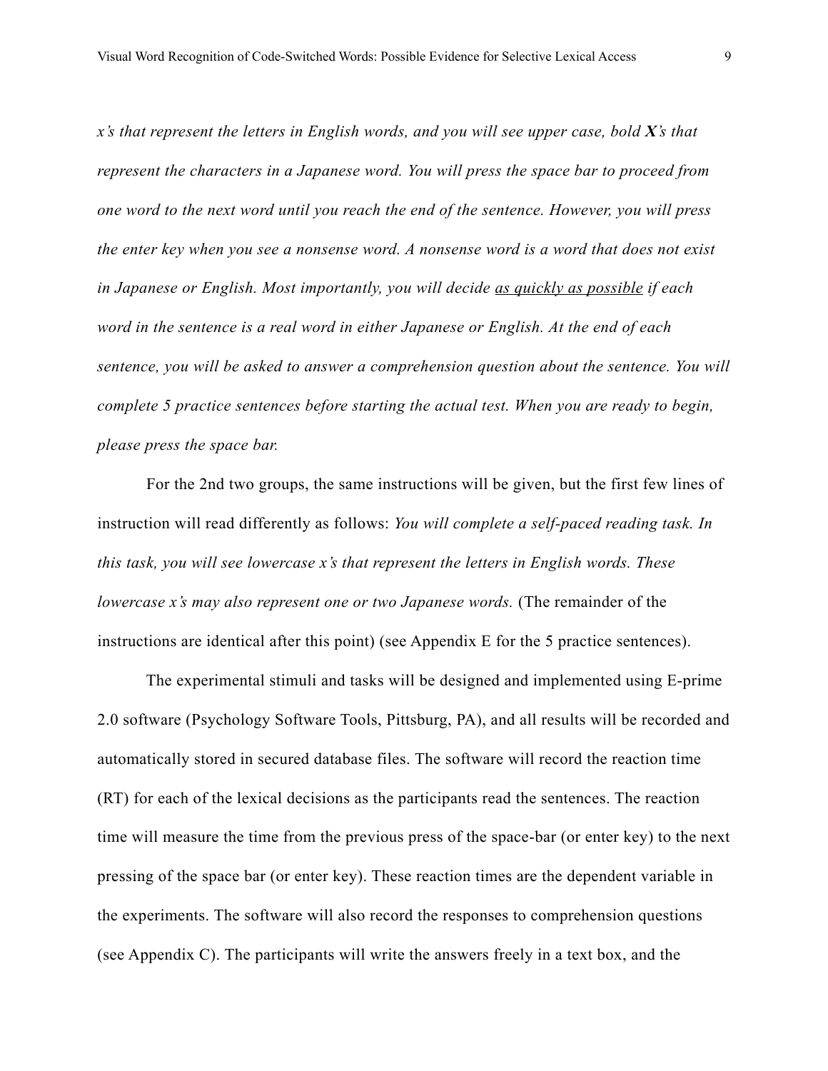*x's that represent the letters in English words, and you will see upper case, bold **X**'s that represent the characters in a Japanese word. You will press the space bar to proceed from one word to the next word until you reach the end of the sentence. However, you will press the enter key when you see a nonsense word. A nonsense word is a word that does not exist in Japanese or English. Most importantly, you will decide <u>as quickly as possible</u> if each word in the sentence is a real word in either Japanese or English. At the end of each sentence, you will be asked to answer a comprehension question about the sentence. You will complete 5 practice sentences before starting the actual test. When you are ready to begin, please press the space bar.*

For the 2nd two groups, the same instructions will be given, but the first few lines of instruction will read differently as follows: *You will complete a self-paced reading task. In this task, you will see lowercase x's that represent the letters in English words. These lowercase x's may also represent one or two Japanese words.* (The remainder of the instructions are identical after this point) (see Appendix E for the 5 practice sentences).

The experimental stimuli and tasks will be designed and implemented using E-prime 2.0 software (Psychology Software Tools, Pittsburg, PA), and all results will be recorded and automatically stored in secured database files. The software will record the reaction time (RT) for each of the lexical decisions as the participants read the sentences. The reaction time will measure the time from the previous press of the space-bar (or enter key) to the next pressing of the space bar (or enter key). These reaction times are the dependent variable in the experiments. The software will also record the responses to comprehension questions (see Appendix C). The participants will write the answers freely in a text box, and the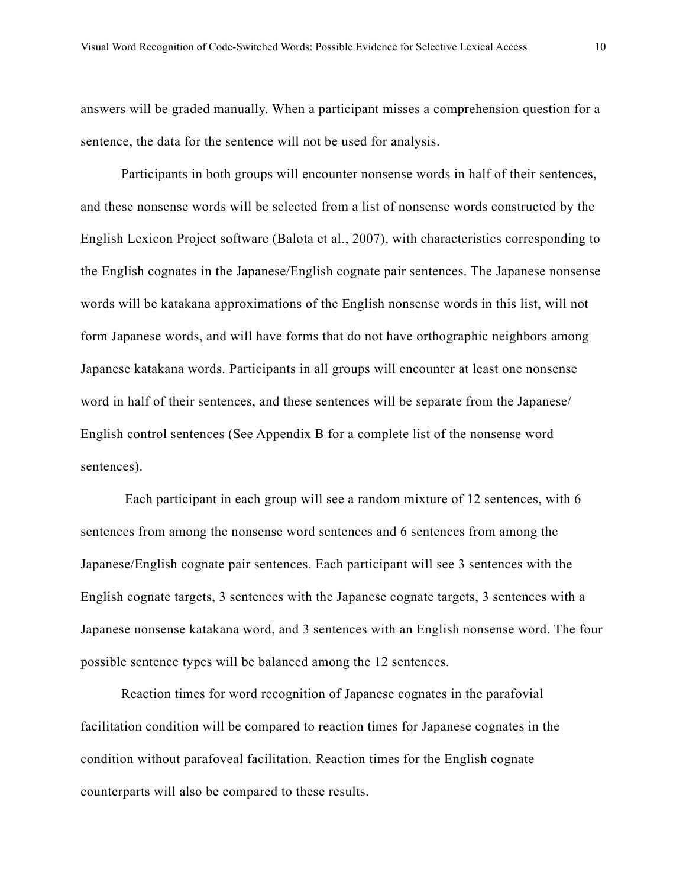answers will be graded manually. When a participant misses a comprehension question for a sentence, the data for the sentence will not be used for analysis.

Participants in both groups will encounter nonsense words in half of their sentences, and these nonsense words will be selected from a list of nonsense words constructed by the English Lexicon Project software (Balota et al., 2007), with characteristics corresponding to the English cognates in the Japanese/English cognate pair sentences. The Japanese nonsense words will be katakana approximations of the English nonsense words in this list, will not form Japanese words, and will have forms that do not have orthographic neighbors among Japanese katakana words. Participants in all groups will encounter at least one nonsense word in half of their sentences, and these sentences will be separate from the Japanese/English control sentences (See Appendix B for a complete list of the nonsense word sentences).

Each participant in each group will see a random mixture of 12 sentences, with 6 sentences from among the nonsense word sentences and 6 sentences from among the Japanese/English cognate pair sentences. Each participant will see 3 sentences with the English cognate targets, 3 sentences with the Japanese cognate targets, 3 sentences with a Japanese nonsense katakana word, and 3 sentences with an English nonsense word. The four possible sentence types will be balanced among the 12 sentences.

Reaction times for word recognition of Japanese cognates in the parafovial facilitation condition will be compared to reaction times for Japanese cognates in the condition without parafoveal facilitation. Reaction times for the English cognate counterparts will also be compared to these results.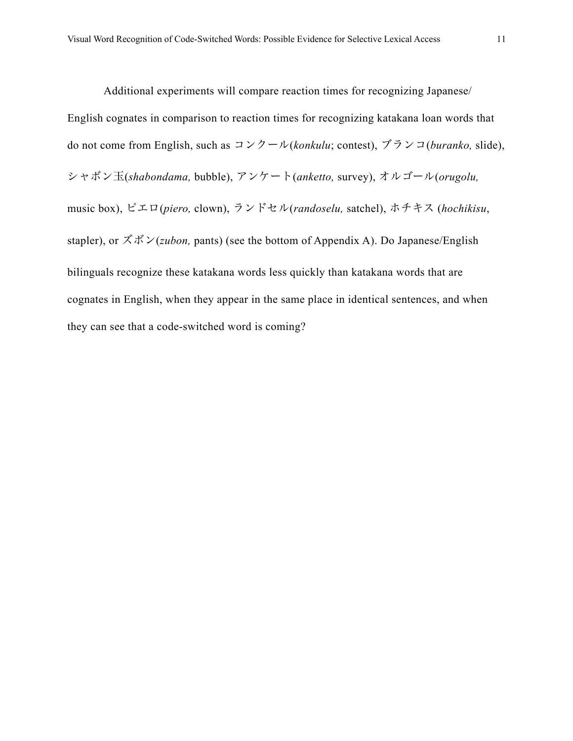Additional experiments will compare reaction times for recognizing Japanese/English cognates in comparison to reaction times for recognizing katakana loan words that do not come from English, such as コンクール(*konkulu*; contest), ブランコ(*buranko,* slide), シャボン玉(*shabondama,* bubble), アンケート(*anketto,* survey), オルゴール(*orugolu,* music box), ピエロ(*piero,* clown), ランドセル(*randoselu,* satchel), ホチキス (*hochikisu*, stapler), or ズボン(*zubon,* pants) (see the bottom of Appendix A). Do Japanese/English bilinguals recognize these katakana words less quickly than katakana words that are cognates in English, when they appear in the same place in identical sentences, and when they can see that a code-switched word is coming?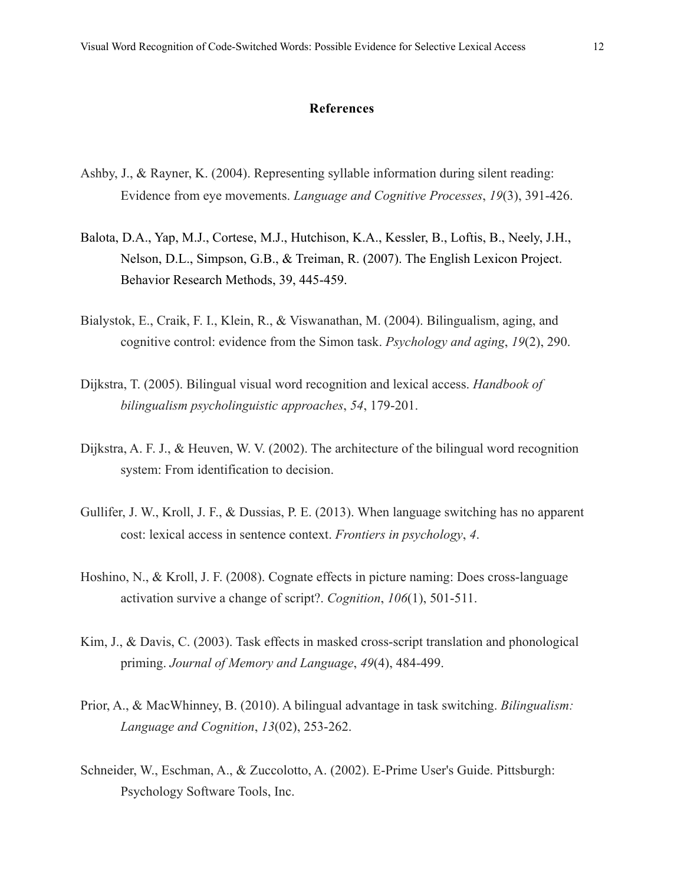## References

Ashby, J., & Rayner, K. (2004). Representing syllable information during silent reading: Evidence from eye movements. *Language and Cognitive Processes*, *19*(3), 391-426.

Balota, D.A., Yap, M.J., Cortese, M.J., Hutchison, K.A., Kessler, B., Loftis, B., Neely, J.H., Nelson, D.L., Simpson, G.B., & Treiman, R. (2007). The English Lexicon Project. Behavior Research Methods, 39, 445-459.

Bialystok, E., Craik, F. I., Klein, R., & Viswanathan, M. (2004). Bilingualism, aging, and cognitive control: evidence from the Simon task. *Psychology and aging*, *19*(2), 290.

Dijkstra, T. (2005). Bilingual visual word recognition and lexical access. *Handbook of bilingualism psycholinguistic approaches*, *54*, 179-201.

Dijkstra, A. F. J., & Heuven, W. V. (2002). The architecture of the bilingual word recognition system: From identification to decision.

Gullifer, J. W., Kroll, J. F., & Dussias, P. E. (2013). When language switching has no apparent cost: lexical access in sentence context. *Frontiers in psychology*, *4*.

Hoshino, N., & Kroll, J. F. (2008). Cognate effects in picture naming: Does cross-language activation survive a change of script?. *Cognition*, *106*(1), 501-511.

Kim, J., & Davis, C. (2003). Task effects in masked cross-script translation and phonological priming. *Journal of Memory and Language*, *49*(4), 484-499.

Prior, A., & MacWhinney, B. (2010). A bilingual advantage in task switching. *Bilingualism: Language and Cognition*, *13*(02), 253-262.

Schneider, W., Eschman, A., & Zuccolotto, A. (2002). E-Prime User's Guide. Pittsburgh: Psychology Software Tools, Inc.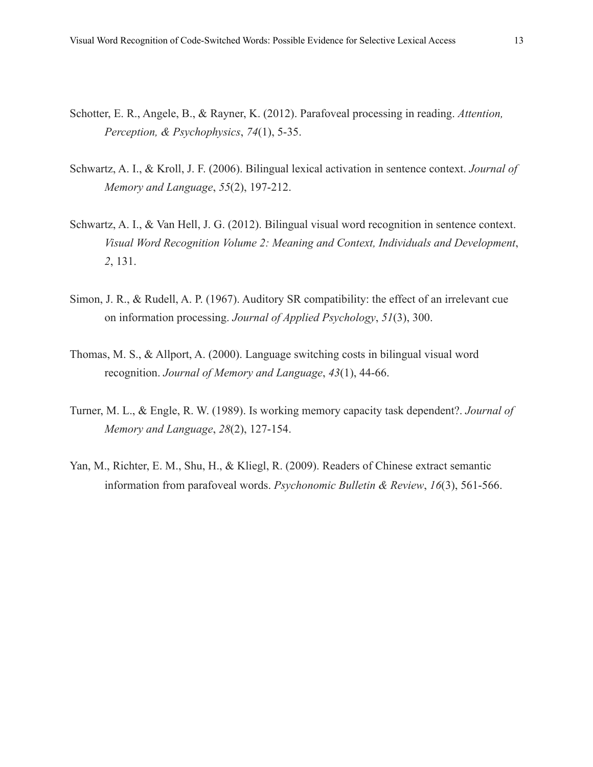Schotter, E. R., Angele, B., & Rayner, K. (2012). Parafoveal processing in reading. *Attention, Perception, & Psychophysics*, *74*(1), 5-35.

Schwartz, A. I., & Kroll, J. F. (2006). Bilingual lexical activation in sentence context. *Journal of Memory and Language*, *55*(2), 197-212.

Schwartz, A. I., & Van Hell, J. G. (2012). Bilingual visual word recognition in sentence context. *Visual Word Recognition Volume 2: Meaning and Context, Individuals and Development*, *2*, 131.

Simon, J. R., & Rudell, A. P. (1967). Auditory SR compatibility: the effect of an irrelevant cue on information processing. *Journal of Applied Psychology*, *51*(3), 300.

Thomas, M. S., & Allport, A. (2000). Language switching costs in bilingual visual word recognition. *Journal of Memory and Language*, *43*(1), 44-66.

Turner, M. L., & Engle, R. W. (1989). Is working memory capacity task dependent?. *Journal of Memory and Language*, *28*(2), 127-154.

Yan, M., Richter, E. M., Shu, H., & Kliegl, R. (2009). Readers of Chinese extract semantic information from parafoveal words. *Psychonomic Bulletin & Review*, *16*(3), 561-566.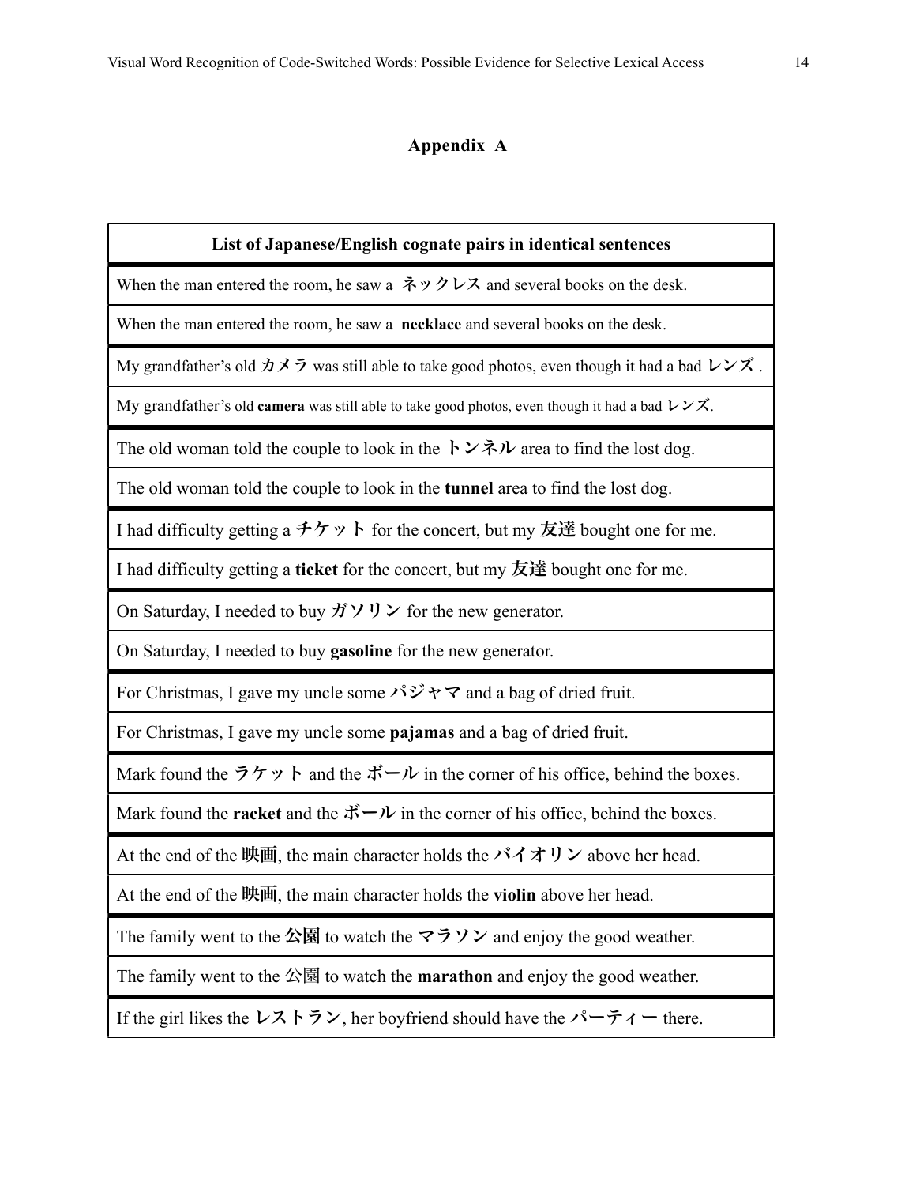## Appendix A

| List of Japanese/English cognate pairs in identical sentences |
|---|
| When the man entered the room, he saw a **ネックレス** and several books on the desk. |
| When the man entered the room, he saw a **necklace** and several books on the desk. |
| My grandfather's old **カメラ** was still able to take good photos, even though it had a bad **レンズ** . |
| My grandfather's old **camera** was still able to take good photos, even though it had a bad **レンズ**. |
| The old woman told the couple to look in the **トンネル** area to find the lost dog. |
| The old woman told the couple to look in the **tunnel** area to find the lost dog. |
| I had difficulty getting a **チケット** for the concert, but my **友達** bought one for me. |
| I had difficulty getting a **ticket** for the concert, but my **友達** bought one for me. |
| On Saturday, I needed to buy **ガソリン** for the new generator. |
| On Saturday, I needed to buy **gasoline** for the new generator. |
| For Christmas, I gave my uncle some **パジャマ** and a bag of dried fruit. |
| For Christmas, I gave my uncle some **pajamas** and a bag of dried fruit. |
| Mark found the **ラケット** and the **ボール** in the corner of his office, behind the boxes. |
| Mark found the **racket** and the **ボール** in the corner of his office, behind the boxes. |
| At the end of the **映画**, the main character holds the **バイオリン** above her head. |
| At the end of the **映画**, the main character holds the **violin** above her head. |
| The family went to the **公園** to watch the **マラソン** and enjoy the good weather. |
| The family went to the 公園 to watch the **marathon** and enjoy the good weather. |
| If the girl likes the **レストラン**, her boyfriend should have the **パーティー** there. |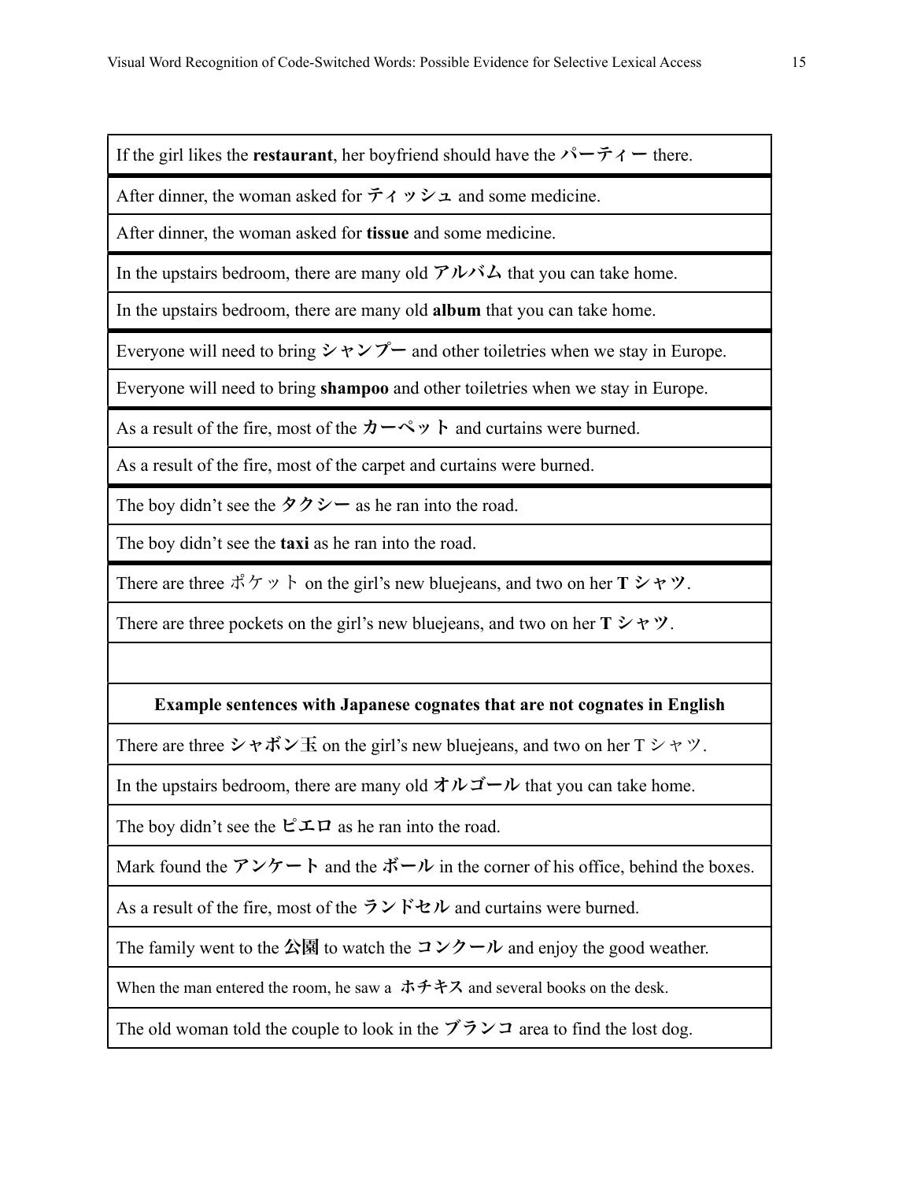| If the girl likes the **restaurant**, her boyfriend should have the **パーティー** there. |
|---|
| After dinner, the woman asked for **ティッシュ** and some medicine. |
| After dinner, the woman asked for **tissue** and some medicine. |
| In the upstairs bedroom, there are many old **アルバム** that you can take home. |
| In the upstairs bedroom, there are many old **album** that you can take home. |
| Everyone will need to bring **シャンプー** and other toiletries when we stay in Europe. |
| Everyone will need to bring **shampoo** and other toiletries when we stay in Europe. |
| As a result of the fire, most of the **カーペット** and curtains were burned. |
| As a result of the fire, most of the carpet and curtains were burned. |
| The boy didn't see the **タクシー** as he ran into the road. |
| The boy didn't see the **taxi** as he ran into the road. |
| There are three ポケット on the girl's new bluejeans, and two on her **T シャツ**. |
| There are three pockets on the girl's new bluejeans, and two on her **T シャツ**. |
| |
| **Example sentences with Japanese cognates that are not cognates in English** |
| There are three **シャボン**玉 on the girl's new bluejeans, and two on her T シャツ. |
| In the upstairs bedroom, there are many old **オルゴール** that you can take home. |
| The boy didn't see the **ピエロ** as he ran into the road. |
| Mark found the **アンケート** and the **ボール** in the corner of his office, behind the boxes. |
| As a result of the fire, most of the **ランドセル** and curtains were burned. |
| The family went to the **公園** to watch the **コンクール** and enjoy the good weather. |
| When the man entered the room, he saw a **ホチキス** and several books on the desk. |
| The old woman told the couple to look in the **ブランコ** area to find the lost dog. |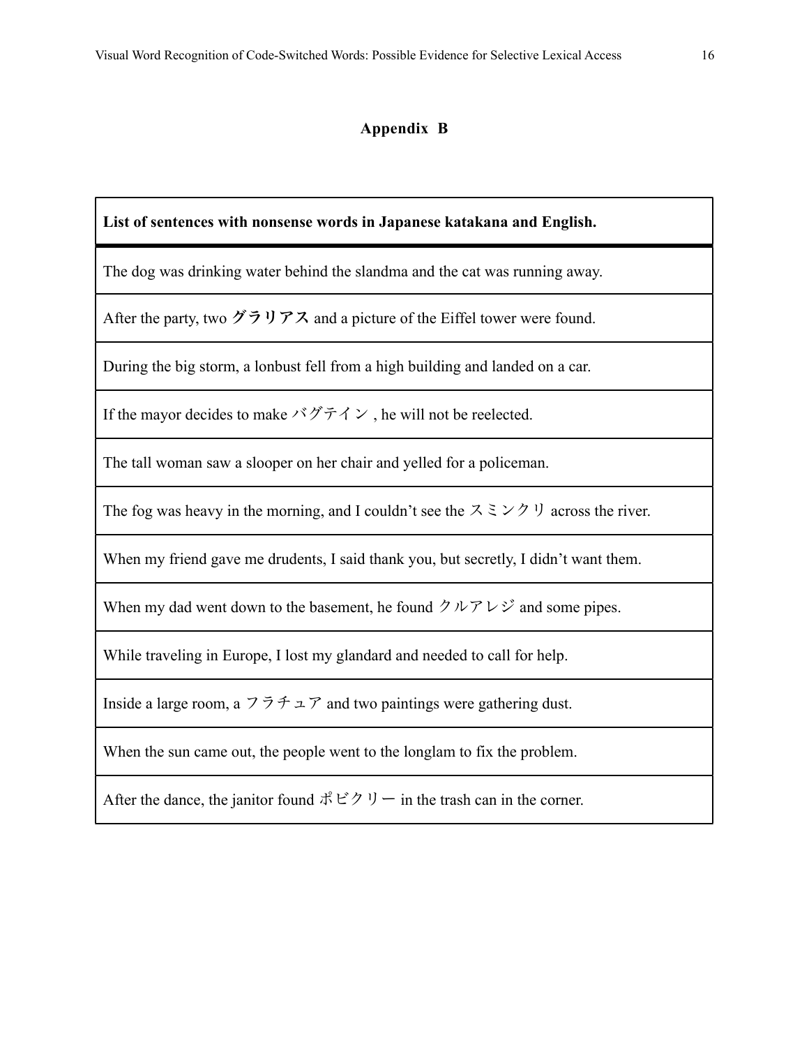## Appendix B

| **List of sentences with nonsense words in Japanese katakana and English.** |
|---|
| The dog was drinking water behind the slandma and the cat was running away. |
| After the party, two **グラリアス** and a picture of the Eiffel tower were found. |
| During the big storm, a lonbust fell from a high building and landed on a car. |
| If the mayor decides to make バグテイン , he will not be reelected. |
| The tall woman saw a slooper on her chair and yelled for a policeman. |
| The fog was heavy in the morning, and I couldn't see the スミンクリ across the river. |
| When my friend gave me drudents, I said thank you, but secretly, I didn't want them. |
| When my dad went down to the basement, he found クルアレジ and some pipes. |
| While traveling in Europe, I lost my glandard and needed to call for help. |
| Inside a large room, a フラチュア and two paintings were gathering dust. |
| When the sun came out, the people went to the longlam to fix the problem. |
| After the dance, the janitor found ポビクリー in the trash can in the corner. |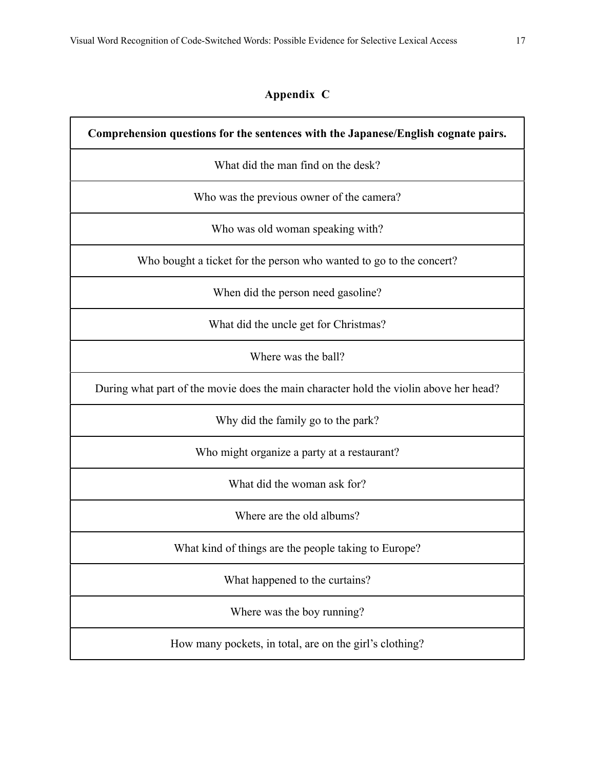## Appendix C

| Comprehension questions for the sentences with the Japanese/English cognate pairs. |
|---|
| What did the man find on the desk? |
| Who was the previous owner of the camera? |
| Who was old woman speaking with? |
| Who bought a ticket for the person who wanted to go to the concert? |
| When did the person need gasoline? |
| What did the uncle get for Christmas? |
| Where was the ball? |
| During what part of the movie does the main character hold the violin above her head? |
| Why did the family go to the park? |
| Who might organize a party at a restaurant? |
| What did the woman ask for? |
| Where are the old albums? |
| What kind of things are the people taking to Europe? |
| What happened to the curtains? |
| Where was the boy running? |
| How many pockets, in total, are on the girl's clothing? |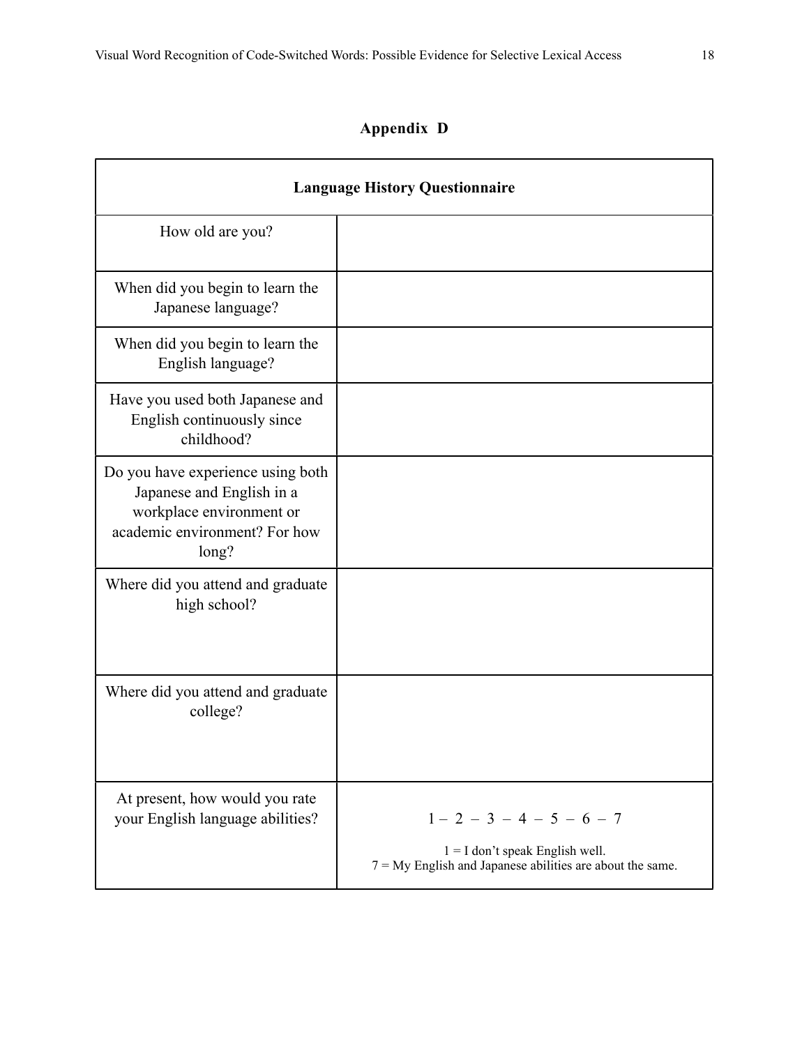## Appendix D

| Language History Questionnaire | |
|---|---|
| How old are you? | |
| When did you begin to learn the Japanese language? | |
| When did you begin to learn the English language? | |
| Have you used both Japanese and English continuously since childhood? | |
| Do you have experience using both Japanese and English in a workplace environment or academic environment? For how long? | |
| Where did you attend and graduate high school? | |
| Where did you attend and graduate college? | |
| At present, how would you rate your English language abilities? | 1 – 2 – 3 – 4 – 5 – 6 – 7<br><br>1 = I don't speak English well.<br>7 = My English and Japanese abilities are about the same. |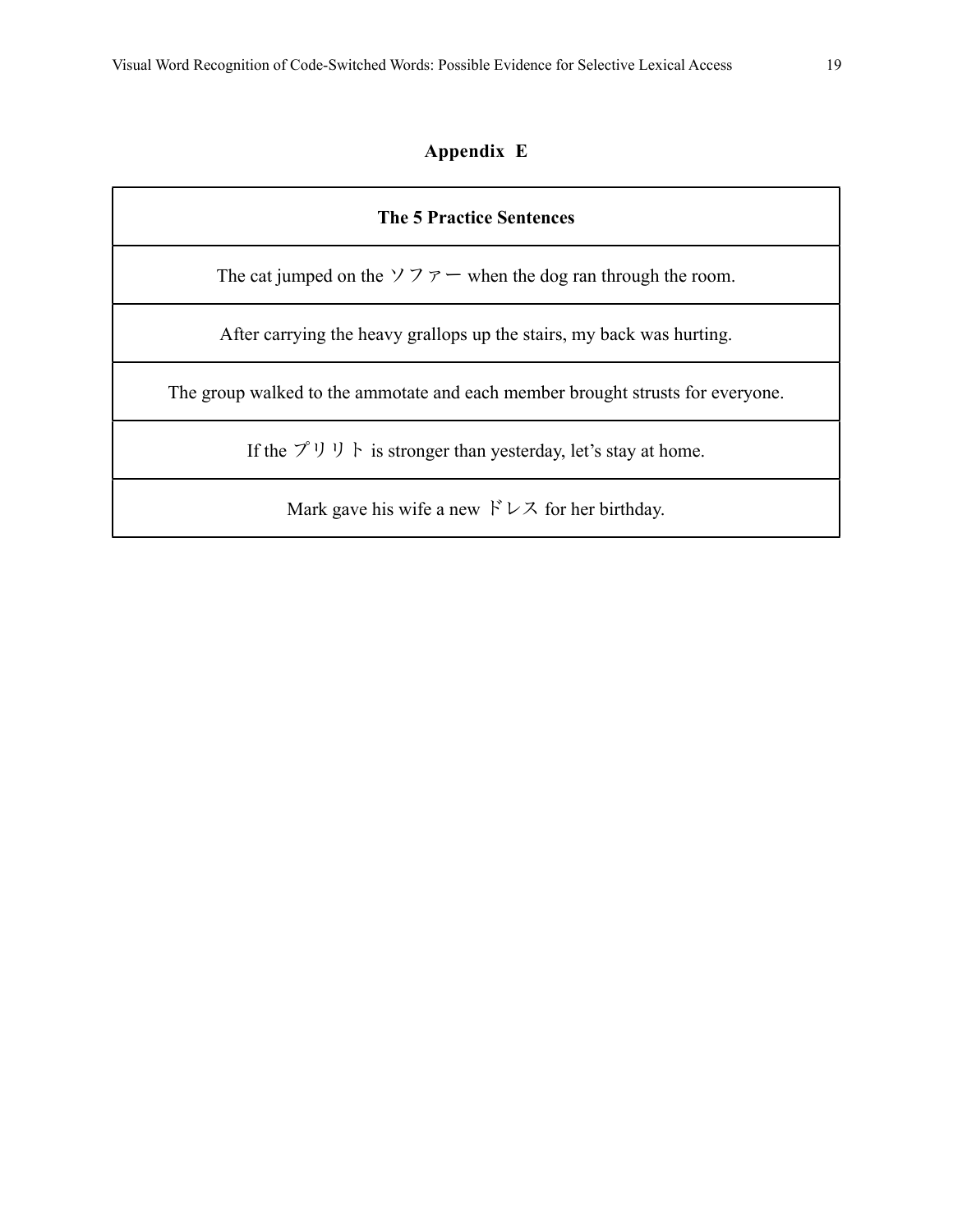## Appendix E

| The 5 Practice Sentences |
|---|
| The cat jumped on the ソファー when the dog ran through the room. |
| After carrying the heavy grallops up the stairs, my back was hurting. |
| The group walked to the ammotate and each member brought strusts for everyone. |
| If the プリリト is stronger than yesterday, let's stay at home. |
| Mark gave his wife a new ドレス for her birthday. |